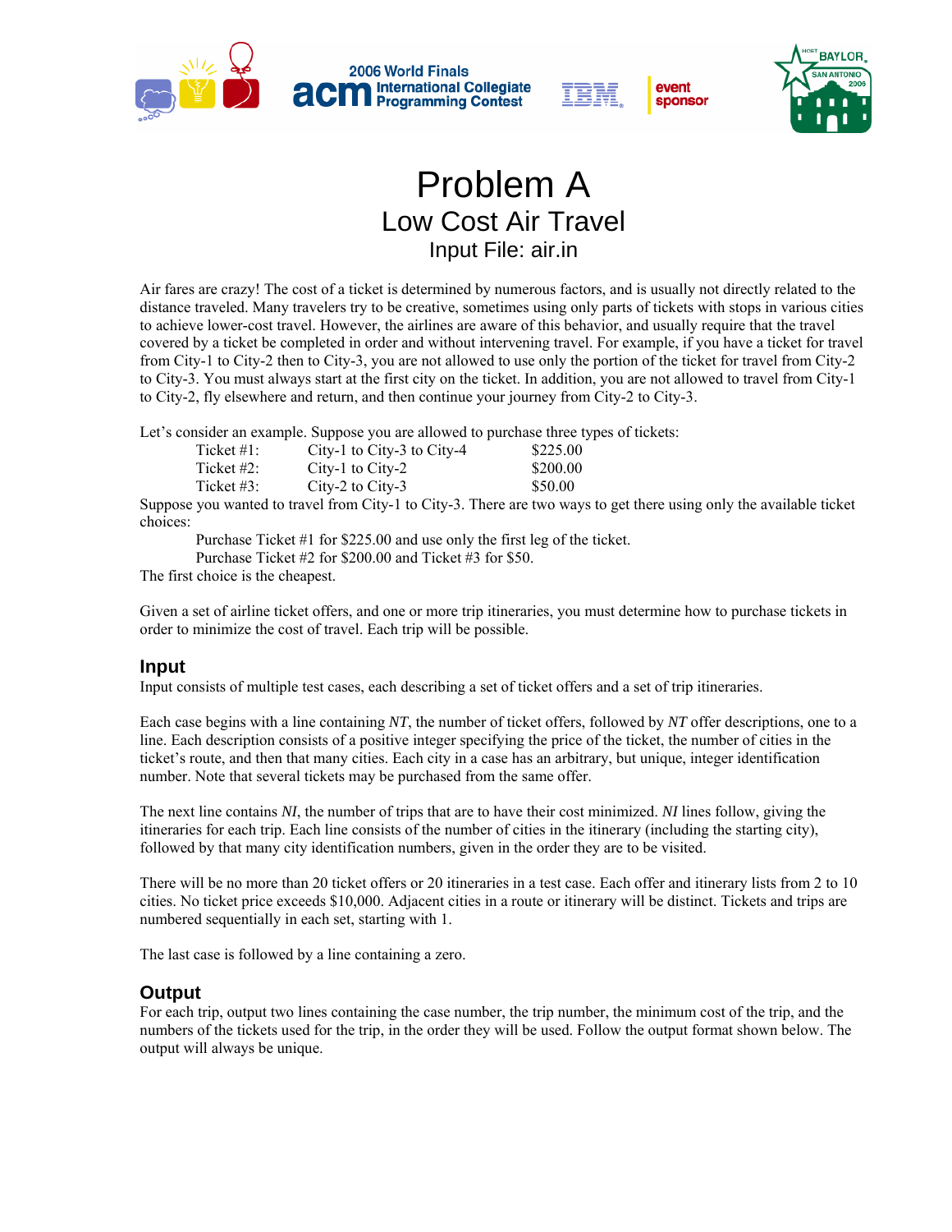# Problem A

## Low Cost Air Travel

### Input File: air.in

Air fares are crazy! The cost of a ticket is determined by numerous factors, and is usually not directly related to the distance traveled. Many travelers try to be creative, sometimes using only parts of tickets with stops in various cities to achieve lower-cost travel. However, the airlines are aware of this behavior, and usually require that the travel covered by a ticket be completed in order and without intervening travel. For example, if you have a ticket for travel from City-1 to City-2 then to City-3, you are not allowed to use only the portion of the ticket for travel from City-2 to City-3. You must always start at the first city on the ticket. In addition, you are not allowed to travel from City-1 to City-2, fly elsewhere and return, and then continue your journey from City-2 to City-3.

Let's consider an example. Suppose you are allowed to purchase three types of tickets:

| | | |
|---|---|---|
| Ticket #1: | City-1 to City-3 to City-4 | $225.00 |
| Ticket #2: | City-1 to City-2 | $200.00 |
| Ticket #3: | City-2 to City-3 | $50.00 |

Suppose you wanted to travel from City-1 to City-3. There are two ways to get there using only the available ticket choices:

Purchase Ticket #1 for $225.00 and use only the first leg of the ticket.
Purchase Ticket #2 for $200.00 and Ticket #3 for $50.

The first choice is the cheapest.

Given a set of airline ticket offers, and one or more trip itineraries, you must determine how to purchase tickets in order to minimize the cost of travel. Each trip will be possible.

## Input

Input consists of multiple test cases, each describing a set of ticket offers and a set of trip itineraries.

Each case begins with a line containing *NT*, the number of ticket offers, followed by *NT* offer descriptions, one to a line. Each description consists of a positive integer specifying the price of the ticket, the number of cities in the ticket's route, and then that many cities. Each city in a case has an arbitrary, but unique, integer identification number. Note that several tickets may be purchased from the same offer.

The next line contains *NI*, the number of trips that are to have their cost minimized. *NI* lines follow, giving the itineraries for each trip. Each line consists of the number of cities in the itinerary (including the starting city), followed by that many city identification numbers, given in the order they are to be visited.

There will be no more than 20 ticket offers or 20 itineraries in a test case. Each offer and itinerary lists from 2 to 10 cities. No ticket price exceeds $10,000. Adjacent cities in a route or itinerary will be distinct. Tickets and trips are numbered sequentially in each set, starting with 1.

The last case is followed by a line containing a zero.

## Output

For each trip, output two lines containing the case number, the trip number, the minimum cost of the trip, and the numbers of the tickets used for the trip, in the order they will be used. Follow the output format shown below. The output will always be unique.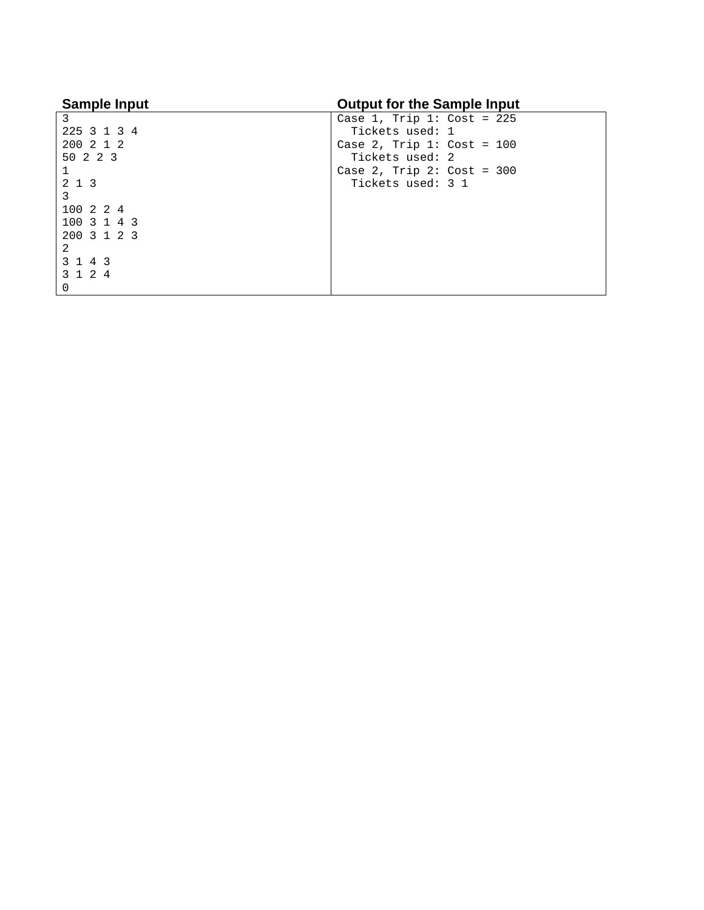| **Sample Input** | **Output for the Sample Input** |
| --- | --- |
| <pre>3<br>225 3 1 3 4<br>200 2 1 2<br>50 2 2 3<br>1<br>2 1 3<br>3<br>100 2 2 4<br>100 3 1 4 3<br>200 3 1 2 3<br>2<br>3 1 4 3<br>3 1 2 4<br>0</pre> | <pre>Case 1, Trip 1: Cost = 225<br>  Tickets used: 1<br>Case 2, Trip 1: Cost = 100<br>  Tickets used: 2<br>Case 2, Trip 2: Cost = 300<br>  Tickets used: 3 1</pre> |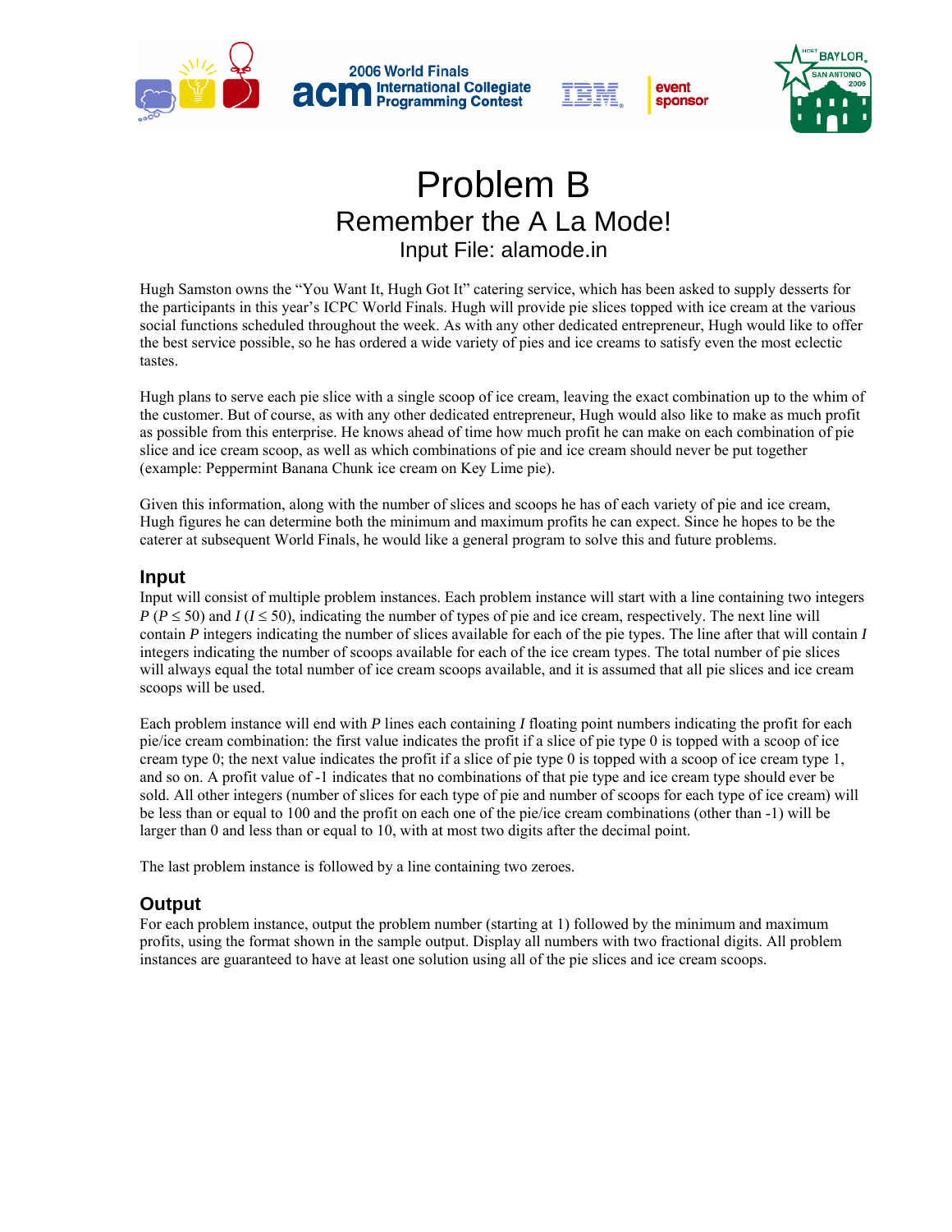# Problem B

## Remember the A La Mode!

### Input File: alamode.in

Hugh Samston owns the "You Want It, Hugh Got It" catering service, which has been asked to supply desserts for the participants in this year's ICPC World Finals. Hugh will provide pie slices topped with ice cream at the various social functions scheduled throughout the week. As with any other dedicated entrepreneur, Hugh would like to offer the best service possible, so he has ordered a wide variety of pies and ice creams to satisfy even the most eclectic tastes.

Hugh plans to serve each pie slice with a single scoop of ice cream, leaving the exact combination up to the whim of the customer. But of course, as with any other dedicated entrepreneur, Hugh would also like to make as much profit as possible from this enterprise. He knows ahead of time how much profit he can make on each combination of pie slice and ice cream scoop, as well as which combinations of pie and ice cream should never be put together (example: Peppermint Banana Chunk ice cream on Key Lime pie).

Given this information, along with the number of slices and scoops he has of each variety of pie and ice cream, Hugh figures he can determine both the minimum and maximum profits he can expect. Since he hopes to be the caterer at subsequent World Finals, he would like a general program to solve this and future problems.

## Input

Input will consist of multiple problem instances. Each problem instance will start with a line containing two integers $P$ ($P \le 50$) and $I$ ($I \le 50$), indicating the number of types of pie and ice cream, respectively. The next line will contain $P$ integers indicating the number of slices available for each of the pie types. The line after that will contain $I$ integers indicating the number of scoops available for each of the ice cream types. The total number of pie slices will always equal the total number of ice cream scoops available, and it is assumed that all pie slices and ice cream scoops will be used.

Each problem instance will end with $P$ lines each containing $I$ floating point numbers indicating the profit for each pie/ice cream combination: the first value indicates the profit if a slice of pie type 0 is topped with a scoop of ice cream type 0; the next value indicates the profit if a slice of pie type 0 is topped with a scoop of ice cream type 1, and so on. A profit value of -1 indicates that no combinations of that pie type and ice cream type should ever be sold. All other integers (number of slices for each type of pie and number of scoops for each type of ice cream) will be less than or equal to 100 and the profit on each one of the pie/ice cream combinations (other than -1) will be larger than 0 and less than or equal to 10, with at most two digits after the decimal point.

The last problem instance is followed by a line containing two zeroes.

## Output

For each problem instance, output the problem number (starting at 1) followed by the minimum and maximum profits, using the format shown in the sample output. Display all numbers with two fractional digits. All problem instances are guaranteed to have at least one solution using all of the pie slices and ice cream scoops.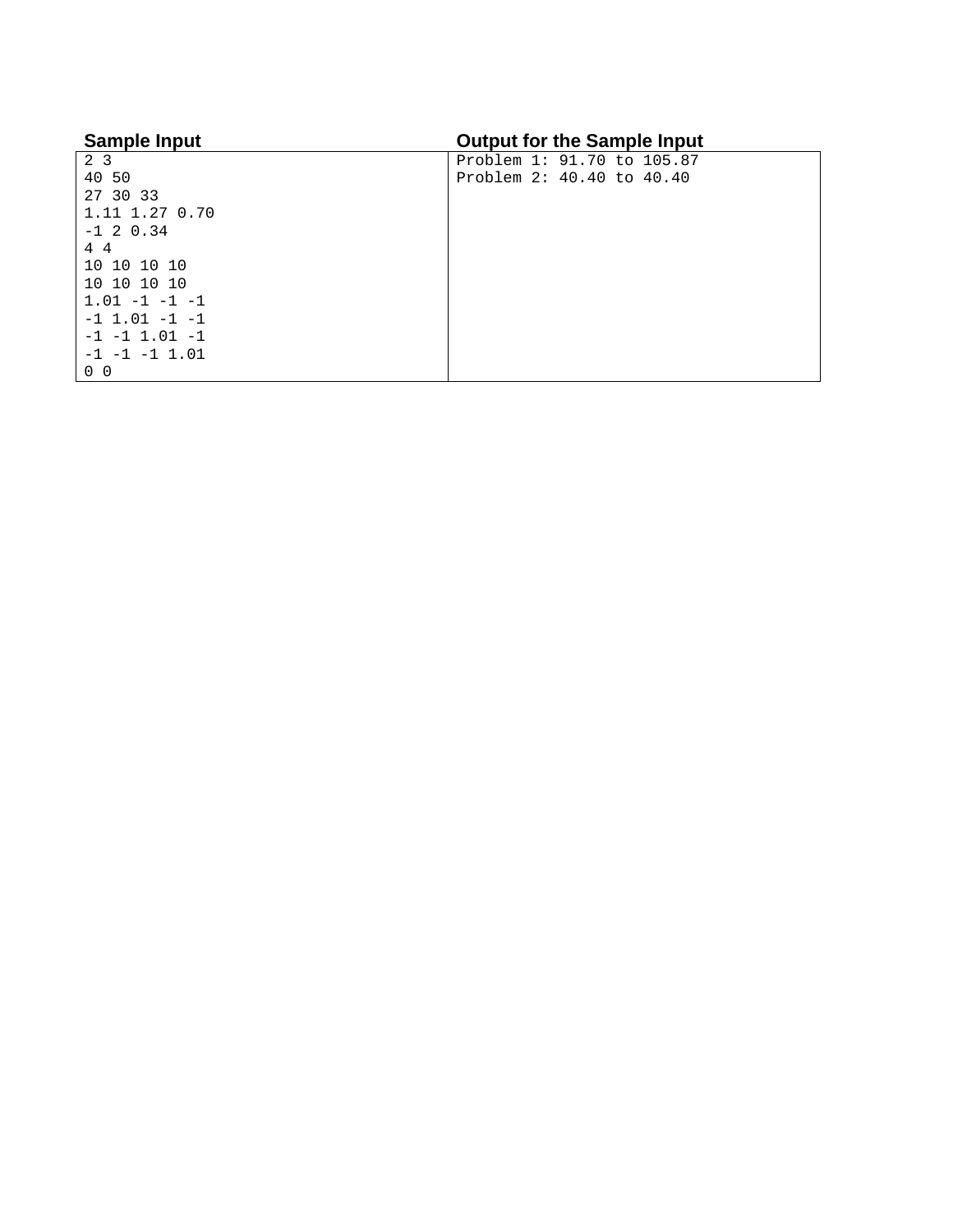| Sample Input | Output for the Sample Input |
| --- | --- |
| 2 3<br>40 50<br>27 30 33<br>1.11 1.27 0.70<br>-1 2 0.34<br>4 4<br>10 10 10 10<br>10 10 10 10<br>1.01 -1 -1 -1<br>-1 1.01 -1 -1<br>-1 -1 1.01 -1<br>-1 -1 -1 1.01<br>0 0 | Problem 1: 91.70 to 105.87<br>Problem 2: 40.40 to 40.40 |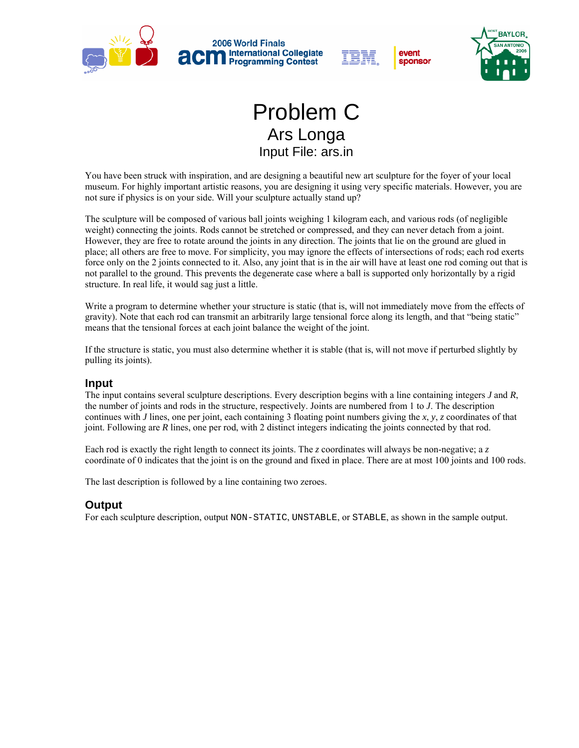# Problem C
## Ars Longa
### Input File: ars.in

You have been struck with inspiration, and are designing a beautiful new art sculpture for the foyer of your local museum. For highly important artistic reasons, you are designing it using very specific materials. However, you are not sure if physics is on your side. Will your sculpture actually stand up?

The sculpture will be composed of various ball joints weighing 1 kilogram each, and various rods (of negligible weight) connecting the joints. Rods cannot be stretched or compressed, and they can never detach from a joint. However, they are free to rotate around the joints in any direction. The joints that lie on the ground are glued in place; all others are free to move. For simplicity, you may ignore the effects of intersections of rods; each rod exerts force only on the 2 joints connected to it. Also, any joint that is in the air will have at least one rod coming out that is not parallel to the ground. This prevents the degenerate case where a ball is supported only horizontally by a rigid structure. In real life, it would sag just a little.

Write a program to determine whether your structure is static (that is, will not immediately move from the effects of gravity). Note that each rod can transmit an arbitrarily large tensional force along its length, and that "being static" means that the tensional forces at each joint balance the weight of the joint.

If the structure is static, you must also determine whether it is stable (that is, will not move if perturbed slightly by pulling its joints).

### Input

The input contains several sculpture descriptions. Every description begins with a line containing integers $J$ and $R$, the number of joints and rods in the structure, respectively. Joints are numbered from 1 to $J$. The description continues with $J$ lines, one per joint, each containing 3 floating point numbers giving the $x$, $y$, $z$ coordinates of that joint. Following are $R$ lines, one per rod, with 2 distinct integers indicating the joints connected by that rod.

Each rod is exactly the right length to connect its joints. The $z$ coordinates will always be non-negative; a $z$ coordinate of 0 indicates that the joint is on the ground and fixed in place. There are at most 100 joints and 100 rods.

The last description is followed by a line containing two zeroes.

### Output

For each sculpture description, output `NON-STATIC`, `UNSTABLE`, or `STABLE`, as shown in the sample output.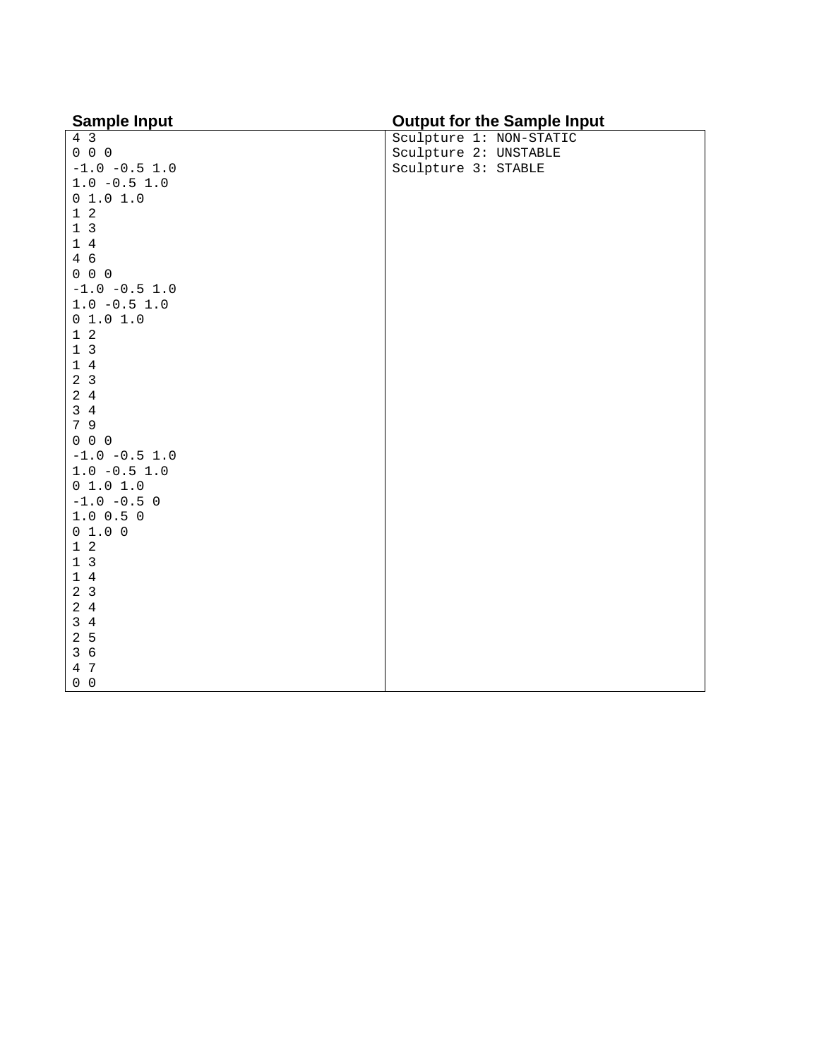| Sample Input | Output for the Sample Input |
| --- | --- |
| 4 3<br>0 0 0<br>-1.0 -0.5 1.0<br>1.0 -0.5 1.0<br>0 1.0 1.0<br>1 2<br>1 3<br>1 4<br>4 6<br>0 0 0<br>-1.0 -0.5 1.0<br>1.0 -0.5 1.0<br>0 1.0 1.0<br>1 2<br>1 3<br>1 4<br>2 3<br>2 4<br>3 4<br>7 9<br>0 0 0<br>-1.0 -0.5 1.0<br>1.0 -0.5 1.0<br>0 1.0 1.0<br>-1.0 -0.5 0<br>1.0 0.5 0<br>0 1.0 0<br>1 2<br>1 3<br>1 4<br>2 3<br>2 4<br>3 4<br>2 5<br>3 6<br>4 7<br>0 0 | Sculpture 1: NON-STATIC<br>Sculpture 2: UNSTABLE<br>Sculpture 3: STABLE |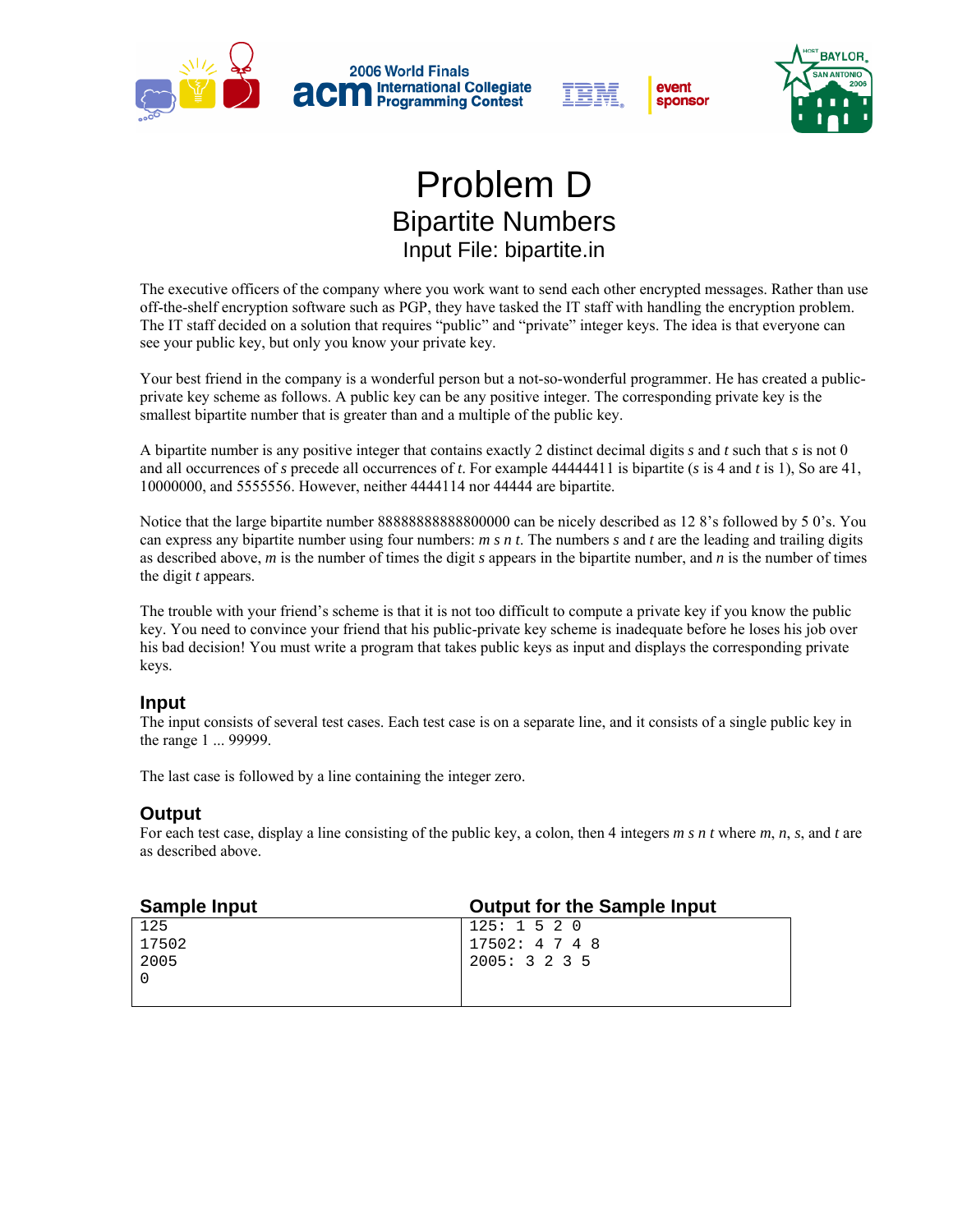# Problem D

## Bipartite Numbers

### Input File: bipartite.in

The executive officers of the company where you work want to send each other encrypted messages. Rather than use off-the-shelf encryption software such as PGP, they have tasked the IT staff with handling the encryption problem. The IT staff decided on a solution that requires “public” and “private” integer keys. The idea is that everyone can see your public key, but only you know your private key.

Your best friend in the company is a wonderful person but a not-so-wonderful programmer. He has created a public-private key scheme as follows. A public key can be any positive integer. The corresponding private key is the smallest bipartite number that is greater than and a multiple of the public key.

A bipartite number is any positive integer that contains exactly 2 distinct decimal digits *s* and *t* such that *s* is not 0 and all occurrences of *s* precede all occurrences of *t*. For example 44444411 is bipartite (*s* is 4 and *t* is 1), So are 41, 10000000, and 5555556. However, neither 4444114 nor 44444 are bipartite.

Notice that the large bipartite number 88888888888800000 can be nicely described as 12 8’s followed by 5 0’s. You can express any bipartite number using four numbers: *m s n t*. The numbers *s* and *t* are the leading and trailing digits as described above, *m* is the number of times the digit *s* appears in the bipartite number, and *n* is the number of times the digit *t* appears.

The trouble with your friend’s scheme is that it is not too difficult to compute a private key if you know the public key. You need to convince your friend that his public-private key scheme is inadequate before he loses his job over his bad decision! You must write a program that takes public keys as input and displays the corresponding private keys.

## Input

The input consists of several test cases. Each test case is on a separate line, and it consists of a single public key in the range 1 ... 99999.

The last case is followed by a line containing the integer zero.

## Output

For each test case, display a line consisting of the public key, a colon, then 4 integers *m s n t* where *m*, *n*, *s*, and *t* are as described above.

| Sample Input | Output for the Sample Input |
|---|---|
| 125<br>17502<br>2005<br>0 | 125: 1 5 2 0<br>17502: 4 7 4 8<br>2005: 3 2 3 5 |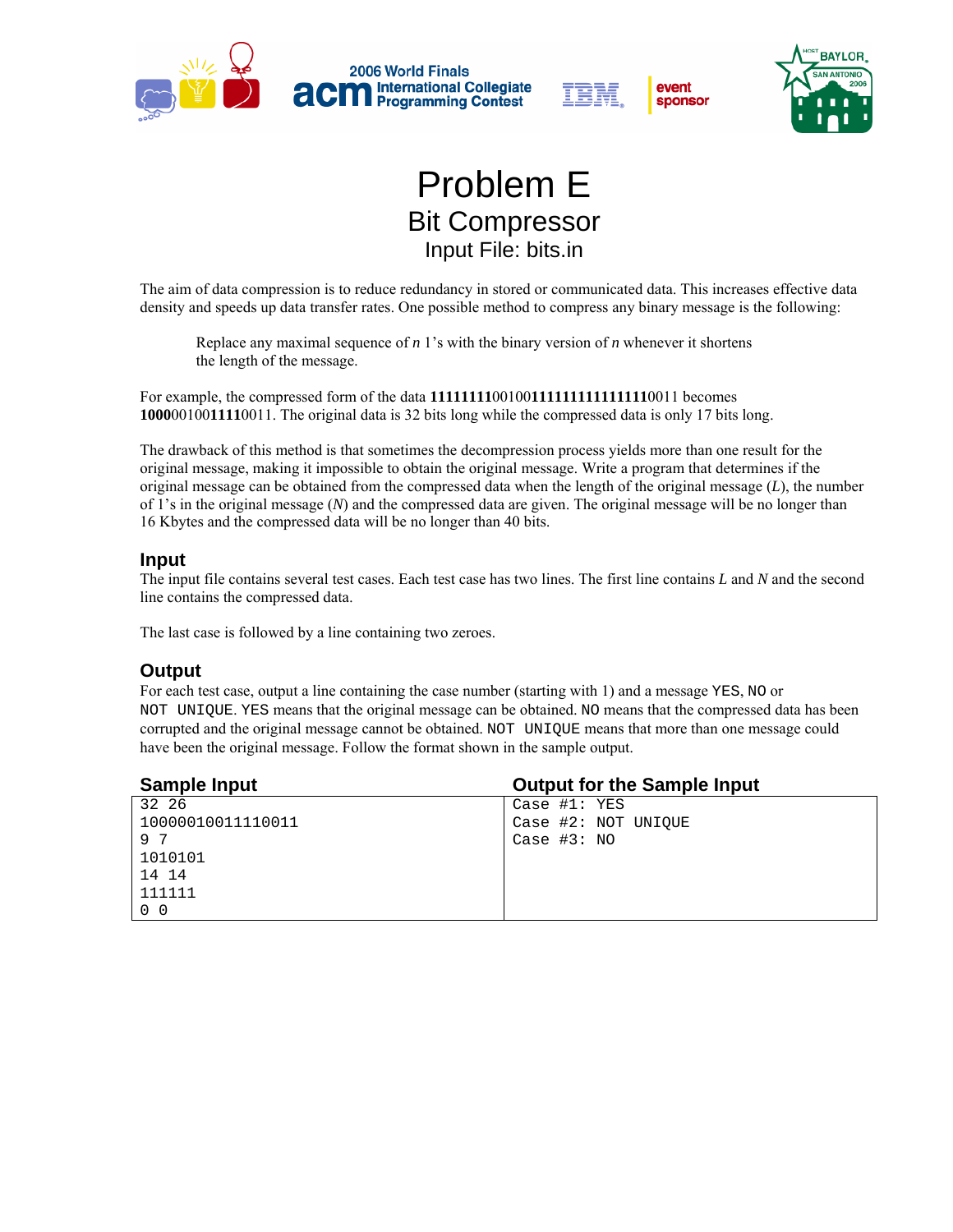# Problem E
## Bit Compressor
### Input File: bits.in

The aim of data compression is to reduce redundancy in stored or communicated data. This increases effective data density and speeds up data transfer rates. One possible method to compress any binary message is the following:

> Replace any maximal sequence of *n* 1's with the binary version of *n* whenever it shortens the length of the message.

For example, the compressed form of the data **11111111**00100**1111111111111111**0011 becomes **1000**00100**10000**0011. The original data is 32 bits long while the compressed data is only 17 bits long.

The drawback of this method is that sometimes the decompression process yields more than one result for the original message, making it impossible to obtain the original message. Write a program that determines if the original message can be obtained from the compressed data when the length of the original message (*L*), the number of 1's in the original message (*N*) and the compressed data are given. The original message will be no longer than 16 Kbytes and the compressed data will be no longer than 40 bits.

## Input

The input file contains several test cases. Each test case has two lines. The first line contains *L* and *N* and the second line contains the compressed data.

The last case is followed by a line containing two zeroes.

## Output

For each test case, output a line containing the case number (starting with 1) and a message `YES`, `NO` or `NOT UNIQUE`. `YES` means that the original message can be obtained. `NO` means that the compressed data has been corrupted and the original message cannot be obtained. `NOT UNIQUE` means that more than one message could have been the original message. Follow the format shown in the sample output.

| Sample Input | Output for the Sample Input |
|---|---|
| `32 26`<br>`10000010011110011`<br>`9 7`<br>`1010101`<br>`14 14`<br>`111111`<br>`0 0` | `Case #1: YES`<br>`Case #2: NOT UNIQUE`<br>`Case #3: NO` |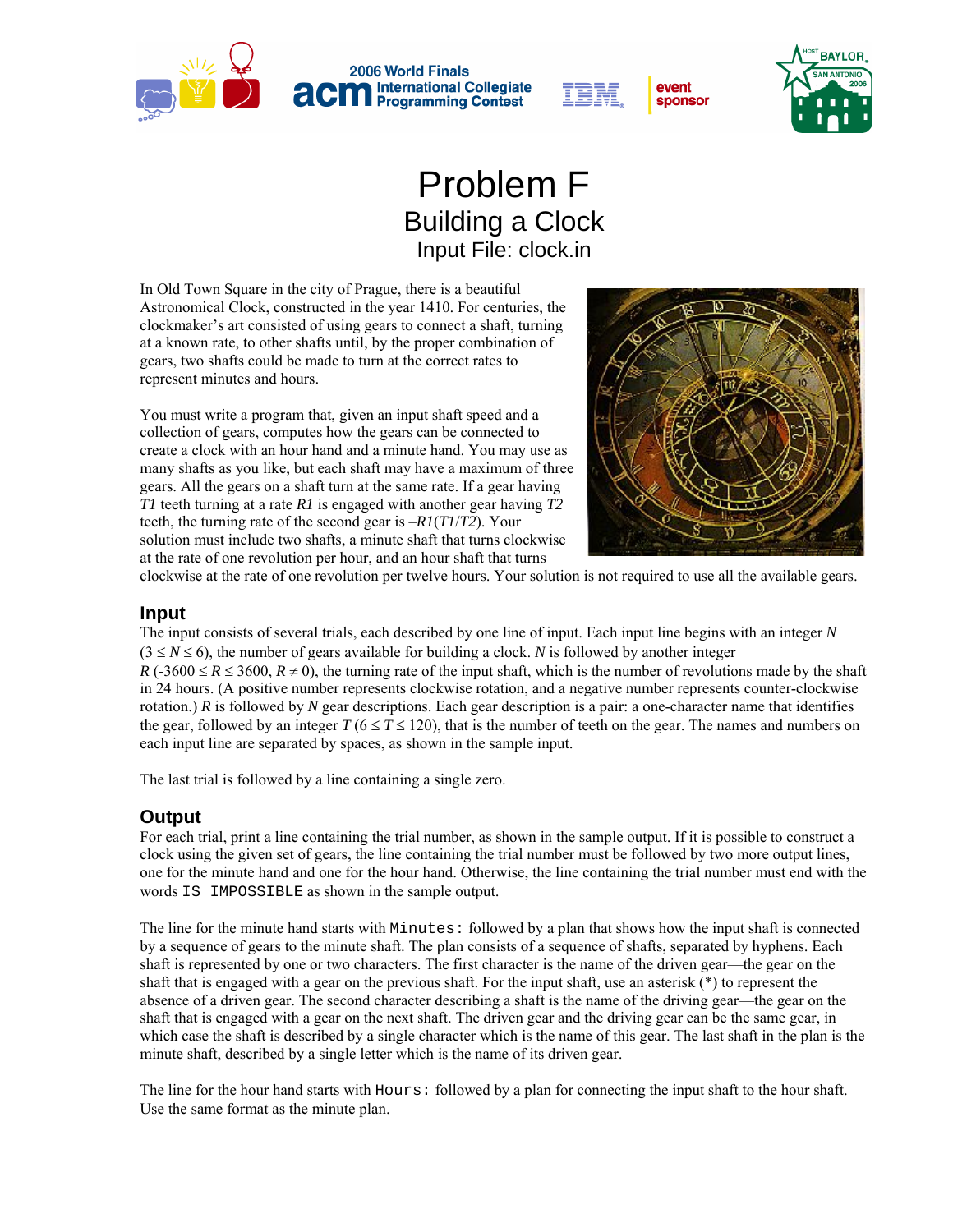# Problem F
## Building a Clock
### Input File: clock.in

In Old Town Square in the city of Prague, there is a beautiful Astronomical Clock, constructed in the year 1410. For centuries, the clockmaker's art consisted of using gears to connect a shaft, turning at a known rate, to other shafts until, by the proper combination of gears, two shafts could be made to turn at the correct rates to represent minutes and hours.

You must write a program that, given an input shaft speed and a collection of gears, computes how the gears can be connected to create a clock with an hour hand and a minute hand. You may use as many shafts as you like, but each shaft may have a maximum of three gears. All the gears on a shaft turn at the same rate. If a gear having $T1$ teeth turning at a rate $R1$ is engaged with another gear having $T2$ teeth, the turning rate of the second gear is $-R1(T1/T2)$. Your solution must include two shafts, a minute shaft that turns clockwise at the rate of one revolution per hour, and an hour shaft that turns clockwise at the rate of one revolution per twelve hours. Your solution is not required to use all the available gears.

## Input

The input consists of several trials, each described by one line of input. Each input line begins with an integer $N$ ($3 \le N \le 6$), the number of gears available for building a clock. $N$ is followed by another integer $R$ ($-3600 \le R \le 3600$, $R \ne 0$), the turning rate of the input shaft, which is the number of revolutions made by the shaft in 24 hours. (A positive number represents clockwise rotation, and a negative number represents counter-clockwise rotation.) $R$ is followed by $N$ gear descriptions. Each gear description is a pair: a one-character name that identifies the gear, followed by an integer $T$ ($6 \le T \le 120$), that is the number of teeth on the gear. The names and numbers on each input line are separated by spaces, as shown in the sample input.

The last trial is followed by a line containing a single zero.

## Output

For each trial, print a line containing the trial number, as shown in the sample output. If it is possible to construct a clock using the given set of gears, the line containing the trial number must be followed by two more output lines, one for the minute hand and one for the hour hand. Otherwise, the line containing the trial number must end with the words `IS IMPOSSIBLE` as shown in the sample output.

The line for the minute hand starts with `Minutes:` followed by a plan that shows how the input shaft is connected by a sequence of gears to the minute shaft. The plan consists of a sequence of shafts, separated by hyphens. Each shaft is represented by one or two characters. The first character is the name of the driven gear—the gear on the shaft that is engaged with a gear on the previous shaft. For the input shaft, use an asterisk (*) to represent the absence of a driven gear. The second character describing a shaft is the name of the driving gear—the gear on the shaft that is engaged with a gear on the next shaft. The driven gear and the driving gear can be the same gear, in which case the shaft is described by a single character which is the name of this gear. The last shaft in the plan is the minute shaft, described by a single letter which is the name of its driven gear.

The line for the hour hand starts with `Hours:` followed by a plan for connecting the input shaft to the hour shaft. Use the same format as the minute plan.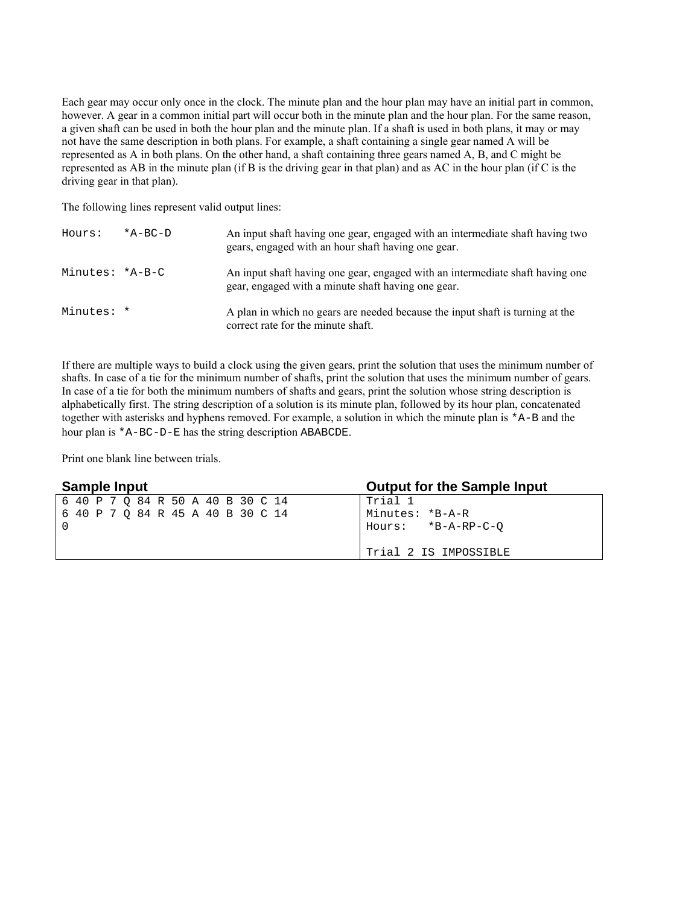Each gear may occur only once in the clock. The minute plan and the hour plan may have an initial part in common, however. A gear in a common initial part will occur both in the minute plan and the hour plan. For the same reason, a given shaft can be used in both the hour plan and the minute plan. If a shaft is used in both plans, it may or may not have the same description in both plans. For example, a shaft containing a single gear named A will be represented as A in both plans. On the other hand, a shaft containing three gears named A, B, and C might be represented as AB in the minute plan (if B is the driving gear in that plan) and as AC in the hour plan (if C is the driving gear in that plan).

The following lines represent valid output lines:

| | |
|---|---|
| `Hours:   *A-BC-D` | An input shaft having one gear, engaged with an intermediate shaft having two gears, engaged with an hour shaft having one gear. |
| `Minutes: *A-B-C` | An input shaft having one gear, engaged with an intermediate shaft having one gear, engaged with a minute shaft having one gear. |
| `Minutes: *` | A plan in which no gears are needed because the input shaft is turning at the correct rate for the minute shaft. |

If there are multiple ways to build a clock using the given gears, print the solution that uses the minimum number of shafts. In case of a tie for the minimum number of shafts, print the solution that uses the minimum number of gears. In case of a tie for both the minimum numbers of shafts and gears, print the solution whose string description is alphabetically first. The string description of a solution is its minute plan, followed by its hour plan, concatenated together with asterisks and hyphens removed. For example, a solution in which the minute plan is `*A-B` and the hour plan is `*A-BC-D-E` has the string description `ABABCDE`.

Print one blank line between trials.

| Sample Input | Output for the Sample Input |
|---|---|
| `6 40 P 7 Q 84 R 50 A 40 B 30 C 14`<br>`6 40 P 7 Q 84 R 45 A 40 B 30 C 14`<br>`0` | `Trial 1`<br>`Minutes: *B-A-R`<br>`Hours:   *B-A-RP-C-Q`<br><br>`Trial 2 IS IMPOSSIBLE` |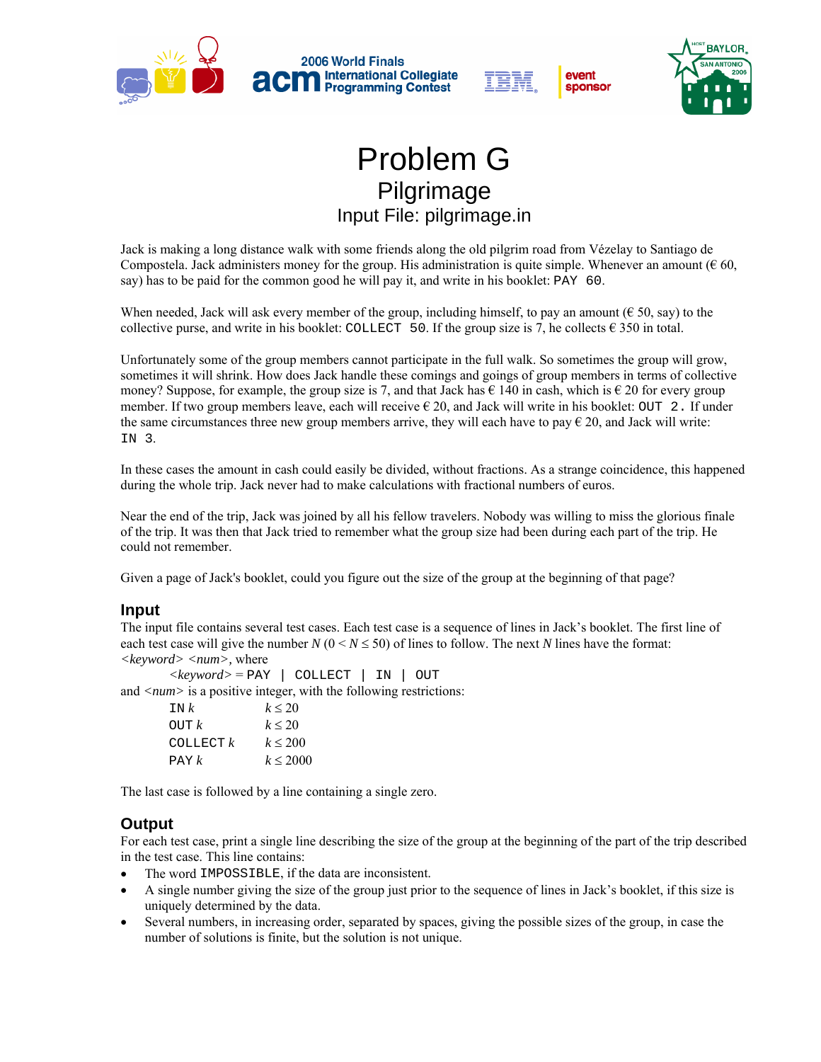# Problem G

## Pilgrimage

### Input File: pilgrimage.in

Jack is making a long distance walk with some friends along the old pilgrim road from Vézelay to Santiago de Compostela. Jack administers money for the group. His administration is quite simple. Whenever an amount (€ 60, say) has to be paid for the common good he will pay it, and write in his booklet: `PAY 60`.

When needed, Jack will ask every member of the group, including himself, to pay an amount (€ 50, say) to the collective purse, and write in his booklet: `COLLECT 50`. If the group size is 7, he collects € 350 in total.

Unfortunately some of the group members cannot participate in the full walk. So sometimes the group will grow, sometimes it will shrink. How does Jack handle these comings and goings of group members in terms of collective money? Suppose, for example, the group size is 7, and that Jack has € 140 in cash, which is € 20 for every group member. If two group members leave, each will receive € 20, and Jack will write in his booklet: `OUT 2.` If under the same circumstances three new group members arrive, they will each have to pay € 20, and Jack will write: `IN 3`.

In these cases the amount in cash could easily be divided, without fractions. As a strange coincidence, this happened during the whole trip. Jack never had to make calculations with fractional numbers of euros.

Near the end of the trip, Jack was joined by all his fellow travelers. Nobody was willing to miss the glorious finale of the trip. It was then that Jack tried to remember what the group size had been during each part of the trip. He could not remember.

Given a page of Jack's booklet, could you figure out the size of the group at the beginning of that page?

## Input

The input file contains several test cases. Each test case is a sequence of lines in Jack's booklet. The first line of each test case will give the number $N$ ($0 < N \leq 50$) of lines to follow. The next $N$ lines have the format: *<keyword> <num>*, where

*<keyword>* = `PAY | COLLECT | IN | OUT`

and *<num>* is a positive integer, with the following restrictions:

| | |
|---|---|
| `IN` $k$ | $k \leq 20$ |
| `OUT` $k$ | $k \leq 20$ |
| `COLLECT` $k$ | $k \leq 200$ |
| `PAY` $k$ | $k \leq 2000$ |

The last case is followed by a line containing a single zero.

## Output

For each test case, print a single line describing the size of the group at the beginning of the part of the trip described in the test case. This line contains:

- The word `IMPOSSIBLE`, if the data are inconsistent.
- A single number giving the size of the group just prior to the sequence of lines in Jack's booklet, if this size is uniquely determined by the data.
- Several numbers, in increasing order, separated by spaces, giving the possible sizes of the group, in case the number of solutions is finite, but the solution is not unique.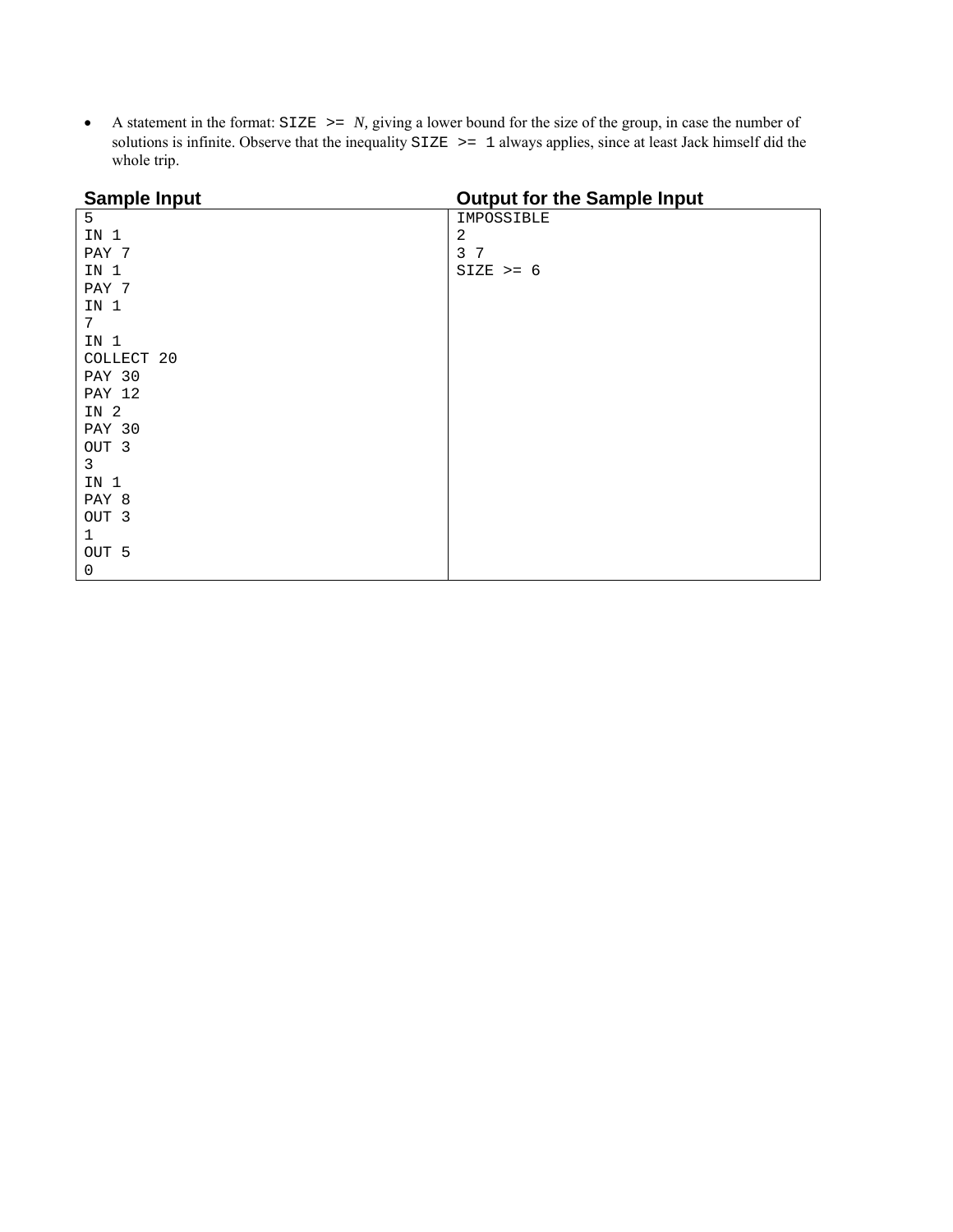- A statement in the format: `SIZE >= N`, giving a lower bound for the size of the group, in case the number of solutions is infinite. Observe that the inequality `SIZE >= 1` always applies, since at least Jack himself did the whole trip.

| Sample Input | Output for the Sample Input |
|---|---|
| <pre>5<br>IN 1<br>PAY 7<br>IN 1<br>PAY 7<br>IN 1<br>7<br>IN 1<br>COLLECT 20<br>PAY 30<br>PAY 12<br>IN 2<br>PAY 30<br>OUT 3<br>3<br>IN 1<br>PAY 8<br>OUT 3<br>1<br>OUT 5<br>0</pre> | <pre>IMPOSSIBLE<br>2<br>3 7<br>SIZE >= 6</pre> |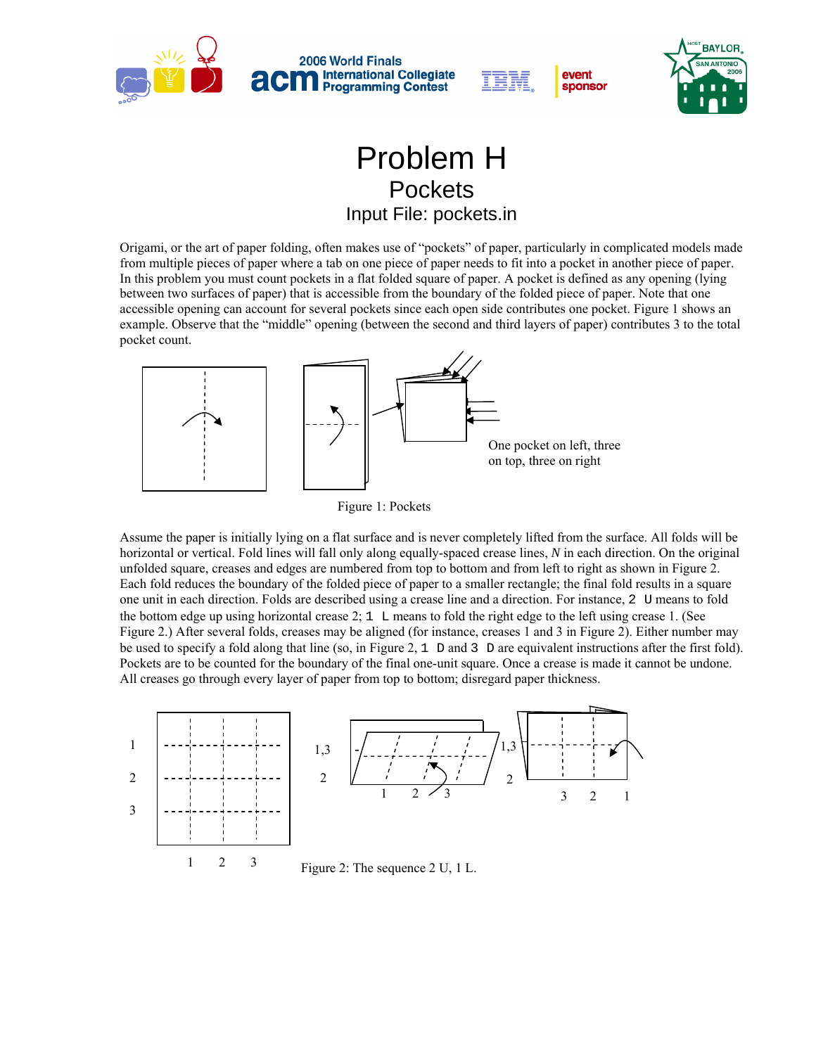# Problem H
## Pockets
### Input File: pockets.in

Origami, or the art of paper folding, often makes use of "pockets" of paper, particularly in complicated models made from multiple pieces of paper where a tab on one piece of paper needs to fit into a pocket in another piece of paper. In this problem you must count pockets in a flat folded square of paper. A pocket is defined as any opening (lying between two surfaces of paper) that is accessible from the boundary of the folded piece of paper. Note that one accessible opening can account for several pockets since each open side contributes one pocket. Figure 1 shows an example. Observe that the "middle" opening (between the second and third layers of paper) contributes 3 to the total pocket count.

One pocket on left, three on top, three on right

Figure 1: Pockets

Assume the paper is initially lying on a flat surface and is never completely lifted from the surface. All folds will be horizontal or vertical. Fold lines will fall only along equally-spaced crease lines, *N* in each direction. On the original unfolded square, creases and edges are numbered from top to bottom and from left to right as shown in Figure 2. Each fold reduces the boundary of the folded piece of paper to a smaller rectangle; the final fold results in a square one unit in each direction. Folds are described using a crease line and a direction. For instance, `2 U` means to fold the bottom edge up using horizontal crease 2; `1 L` means to fold the right edge to the left using crease 1. (See Figure 2.) After several folds, creases may be aligned (for instance, creases 1 and 3 in Figure 2). Either number may be used to specify a fold along that line (so, in Figure 2, `1 D` and `3 D` are equivalent instructions after the first fold). Pockets are to be counted for the boundary of the final one-unit square. Once a crease is made it cannot be undone. All creases go through every layer of paper from top to bottom; disregard paper thickness.

Figure 2: The sequence 2 U, 1 L.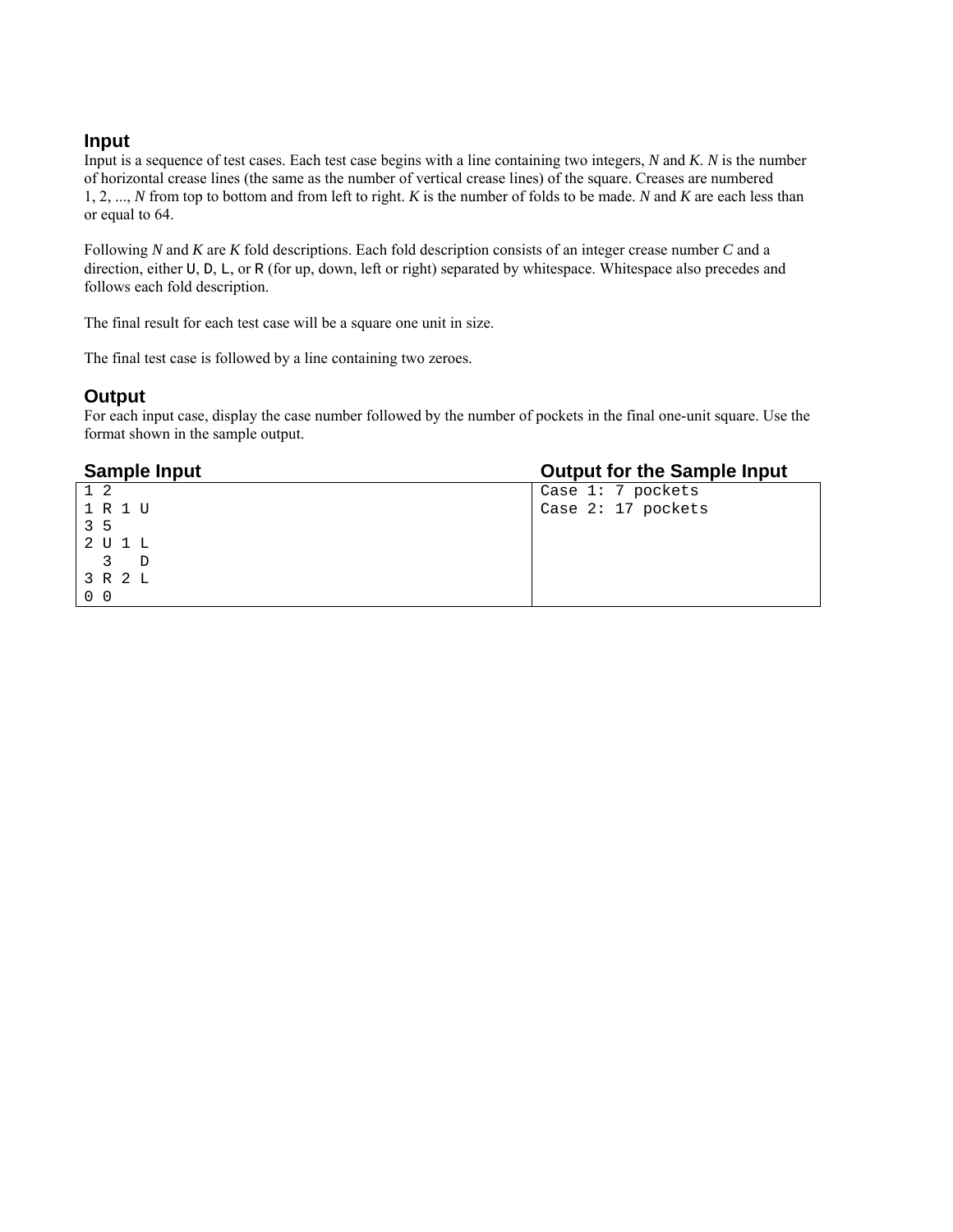## Input

Input is a sequence of test cases. Each test case begins with a line containing two integers, *N* and *K*. *N* is the number of horizontal crease lines (the same as the number of vertical crease lines) of the square. Creases are numbered 1, 2, ..., *N* from top to bottom and from left to right. *K* is the number of folds to be made. *N* and *K* are each less than or equal to 64.

Following *N* and *K* are *K* fold descriptions. Each fold description consists of an integer crease number *C* and a direction, either `U`, `D`, `L`, or `R` (for up, down, left or right) separated by whitespace. Whitespace also precedes and follows each fold description.

The final result for each test case will be a square one unit in size.

The final test case is followed by a line containing two zeroes.

## Output

For each input case, display the case number followed by the number of pockets in the final one-unit square. Use the format shown in the sample output.

| Sample Input | Output for the Sample Input |
| --- | --- |
| <pre>1 2<br>1 R 1 U<br>3 5<br>2 U 1 L<br>  3   D<br>3 R 2 L<br>0 0</pre> | <pre>Case 1: 7 pockets<br>Case 2: 17 pockets</pre> |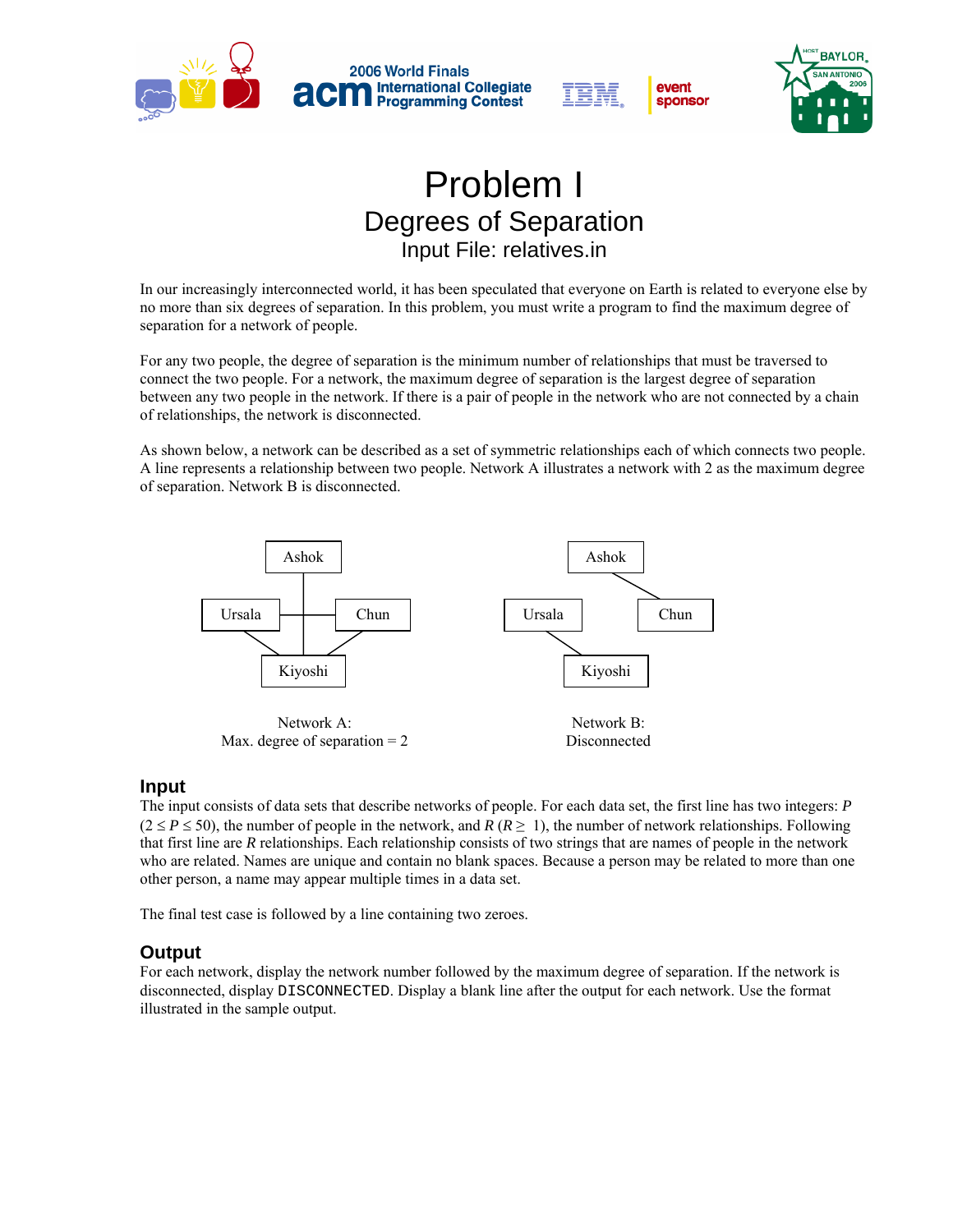# Problem I

## Degrees of Separation

### Input File: relatives.in

In our increasingly interconnected world, it has been speculated that everyone on Earth is related to everyone else by no more than six degrees of separation. In this problem, you must write a program to find the maximum degree of separation for a network of people.

For any two people, the degree of separation is the minimum number of relationships that must be traversed to connect the two people. For a network, the maximum degree of separation is the largest degree of separation between any two people in the network. If there is a pair of people in the network who are not connected by a chain of relationships, the network is disconnected.

As shown below, a network can be described as a set of symmetric relationships each of which connects two people. A line represents a relationship between two people. Network A illustrates a network with 2 as the maximum degree of separation. Network B is disconnected.

Ashok, Ursala, Chun, Kiyoshi

Network A:
Max. degree of separation = 2

Ashok, Ursala, Chun, Kiyoshi

Network B:
Disconnected

## Input

The input consists of data sets that describe networks of people. For each data set, the first line has two integers: $P$ ($2 \le P \le 50$), the number of people in the network, and $R$ ($R \ge 1$), the number of network relationships. Following that first line are $R$ relationships. Each relationship consists of two strings that are names of people in the network who are related. Names are unique and contain no blank spaces. Because a person may be related to more than one other person, a name may appear multiple times in a data set.

The final test case is followed by a line containing two zeroes.

## Output

For each network, display the network number followed by the maximum degree of separation. If the network is disconnected, display `DISCONNECTED`. Display a blank line after the output for each network. Use the format illustrated in the sample output.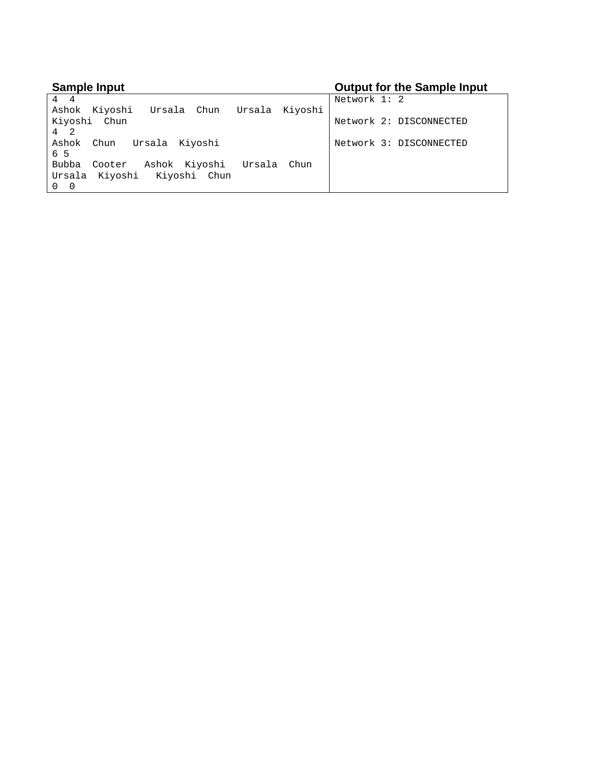| Sample Input | Output for the Sample Input |
| --- | --- |
| 4  4<br>Ashok  Kiyoshi   Ursala  Chun   Ursala  Kiyoshi<br>Kiyoshi  Chun<br>4  2<br>Ashok  Chun   Ursala  Kiyoshi<br>6 5<br>Bubba  Cooter   Ashok  Kiyoshi   Ursala  Chun<br>Ursala  Kiyoshi   Kiyoshi  Chun<br>0  0 | Network 1: 2<br><br>Network 2: DISCONNECTED<br><br>Network 3: DISCONNECTED |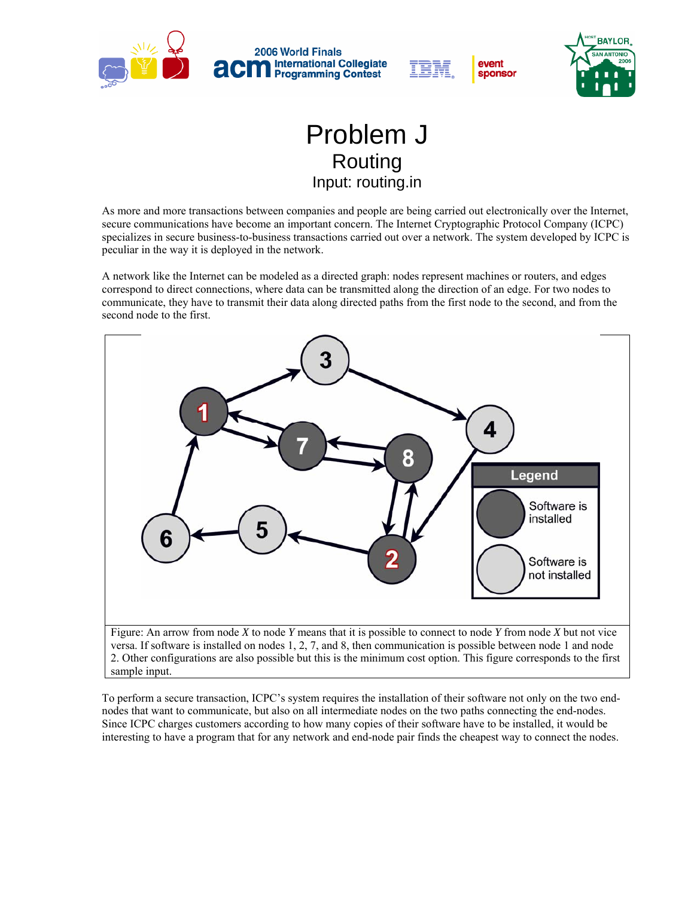# Problem J

## Routing

### Input: routing.in

As more and more transactions between companies and people are being carried out electronically over the Internet, secure communications have become an important concern. The Internet Cryptographic Protocol Company (ICPC) specializes in secure business-to-business transactions carried out over a network. The system developed by ICPC is peculiar in the way it is deployed in the network.

A network like the Internet can be modeled as a directed graph: nodes represent machines or routers, and edges correspond to direct connections, where data can be transmitted along the direction of an edge. For two nodes to communicate, they have to transmit their data along directed paths from the first node to the second, and from the second node to the first.

Figure: An arrow from node *X* to node *Y* means that it is possible to connect to node *Y* from node *X* but not vice versa. If software is installed on nodes 1, 2, 7, and 8, then communication is possible between node 1 and node 2. Other configurations are also possible but this is the minimum cost option. This figure corresponds to the first sample input.

To perform a secure transaction, ICPC's system requires the installation of their software not only on the two end-nodes that want to communicate, but also on all intermediate nodes on the two paths connecting the end-nodes. Since ICPC charges customers according to how many copies of their software have to be installed, it would be interesting to have a program that for any network and end-node pair finds the cheapest way to connect the nodes.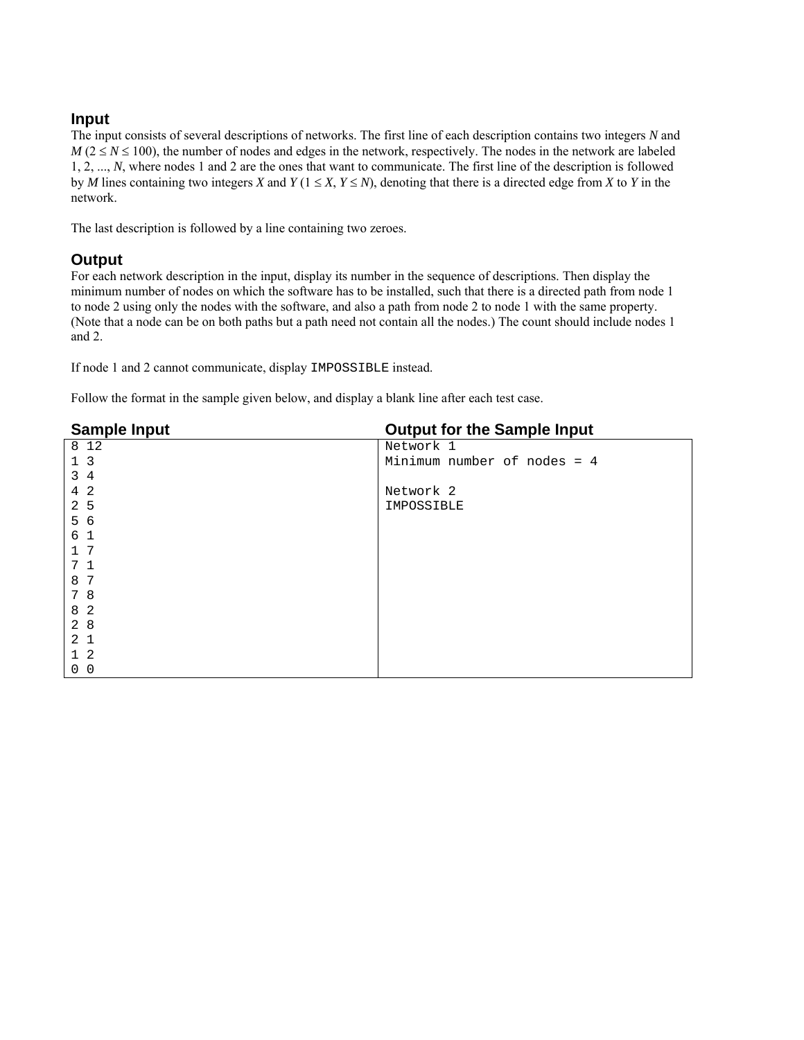## Input

The input consists of several descriptions of networks. The first line of each description contains two integers $N$ and $M$ ($2 \le N \le 100$), the number of nodes and edges in the network, respectively. The nodes in the network are labeled 1, 2, ..., $N$, where nodes 1 and 2 are the ones that want to communicate. The first line of the description is followed by $M$ lines containing two integers $X$ and $Y$ ($1 \le X, Y \le N$), denoting that there is a directed edge from $X$ to $Y$ in the network.

The last description is followed by a line containing two zeroes.

## Output

For each network description in the input, display its number in the sequence of descriptions. Then display the minimum number of nodes on which the software has to be installed, such that there is a directed path from node 1 to node 2 using only the nodes with the software, and also a path from node 2 to node 1 with the same property. (Note that a node can be on both paths but a path need not contain all the nodes.) The count should include nodes 1 and 2.

If node 1 and 2 cannot communicate, display `IMPOSSIBLE` instead.

Follow the format in the sample given below, and display a blank line after each test case.

| Sample Input | Output for the Sample Input |
| --- | --- |
| <pre>8 12<br>1 3<br>3 4<br>4 2<br>2 5<br>5 6<br>6 1<br>1 7<br>7 1<br>8 7<br>7 8<br>8 2<br>2 8<br>2 1<br>1 2<br>0 0</pre> | <pre>Network 1<br>Minimum number of nodes = 4<br><br>Network 2<br>IMPOSSIBLE</pre> |